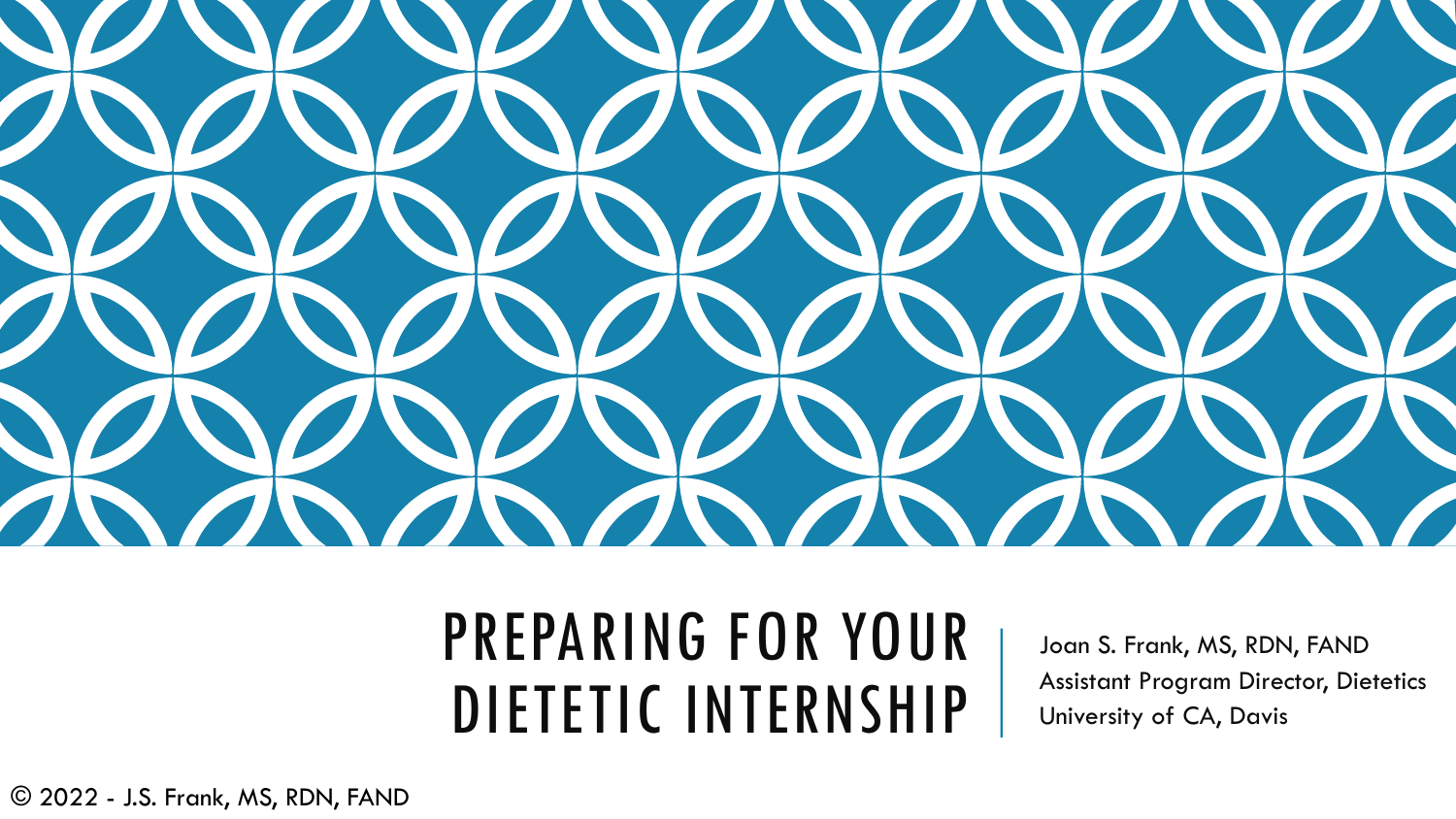# PREPARING FOR YOUR DIETETIC INTERNSHIP

Joan S. Frank, MS, RDN, FAND
Assistant Program Director, Dietetics
University of CA, Davis

© 2022 - J.S. Frank, MS, RDN, FAND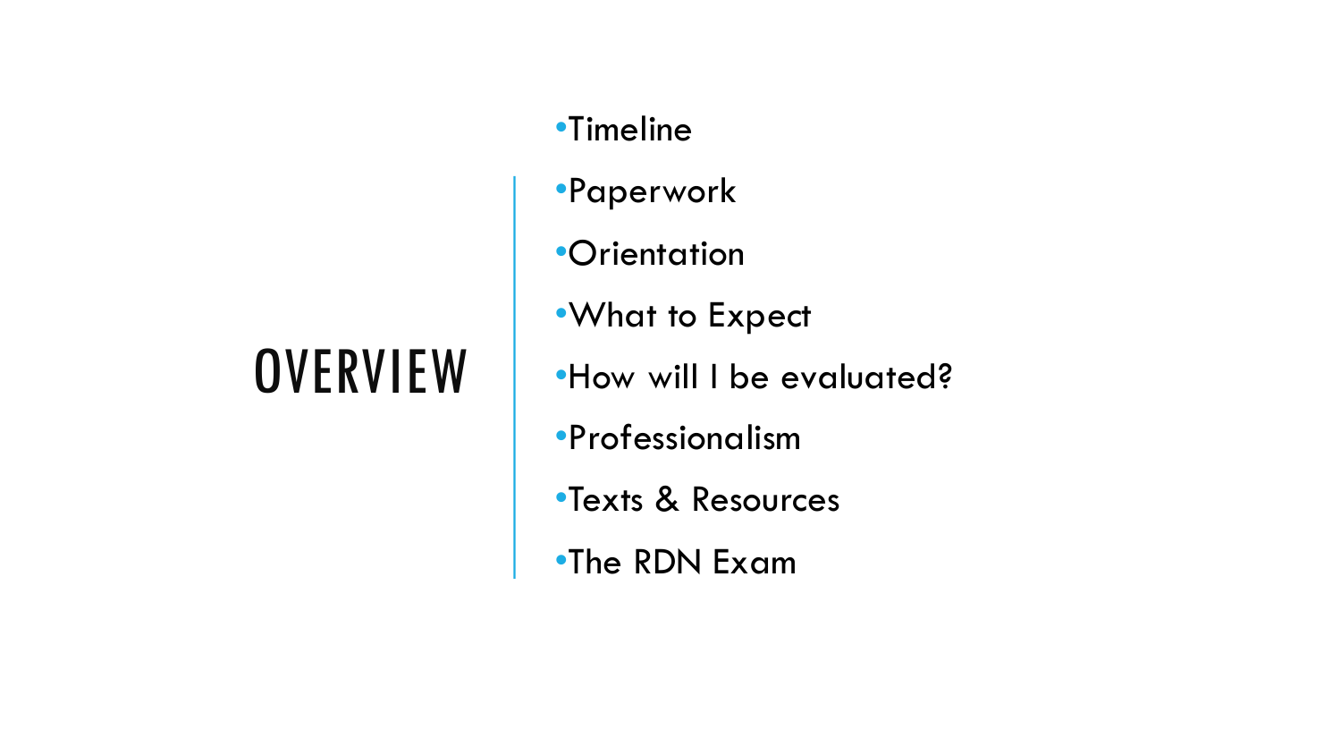# OVERVIEW

- Timeline
- Paperwork
- Orientation
- What to Expect
- How will I be evaluated?
- Professionalism
- Texts & Resources
- The RDN Exam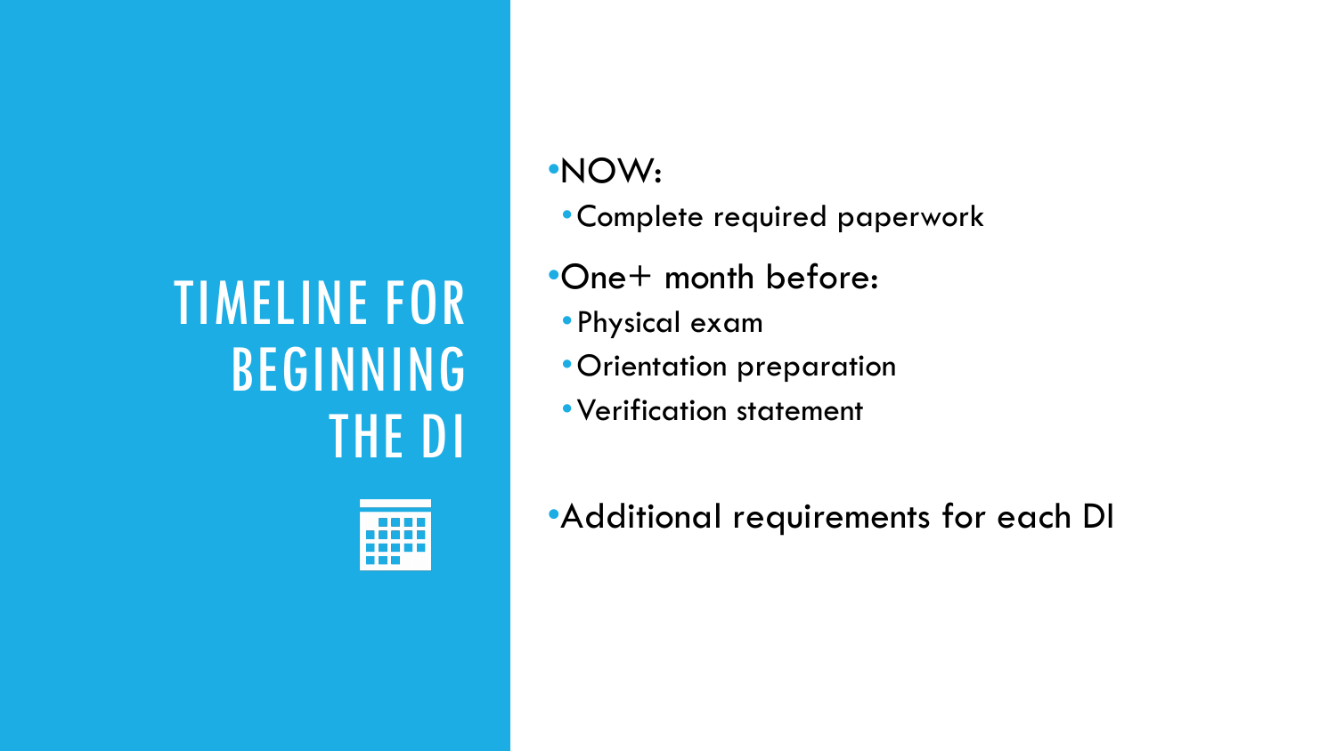# TIMELINE FOR BEGINNING THE DI

- NOW:
  - Complete required paperwork
- One+ month before:
  - Physical exam
  - Orientation preparation
  - Verification statement
- Additional requirements for each DI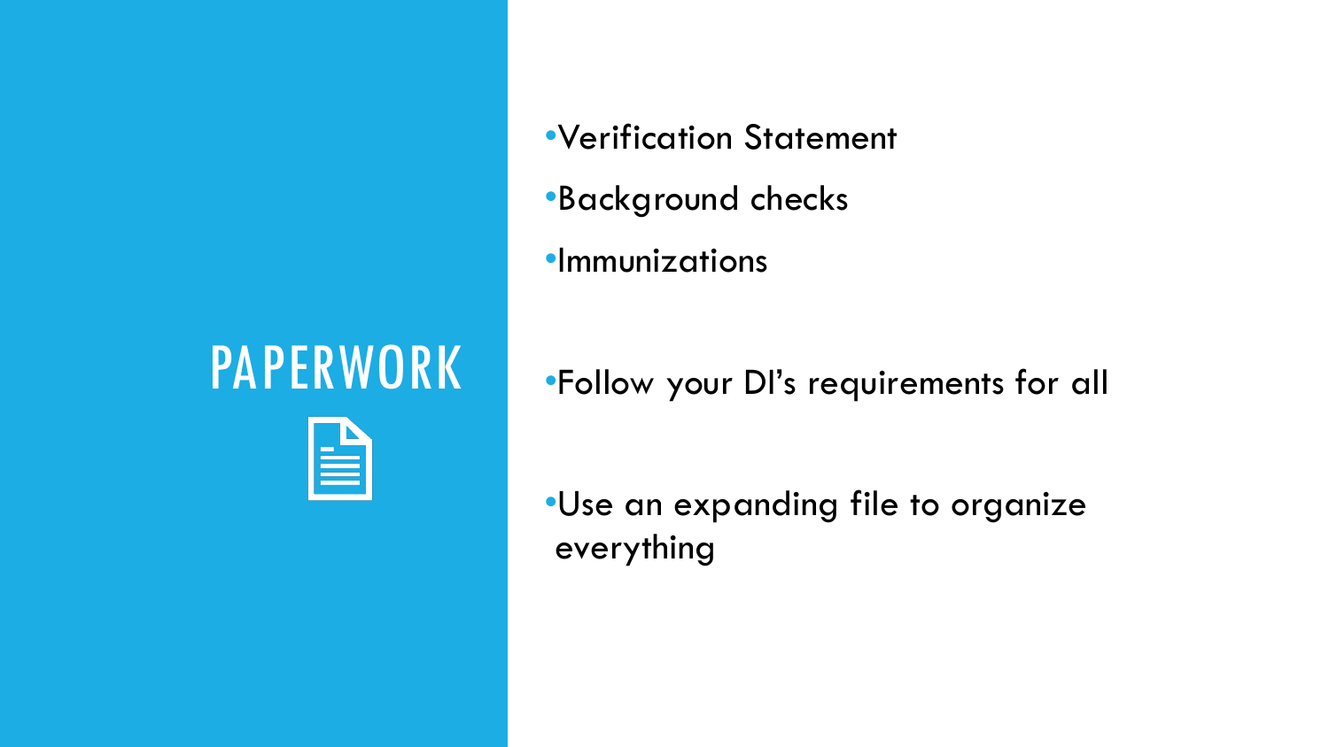# PAPERWORK

- Verification Statement
- Background checks
- Immunizations

- Follow your DI's requirements for all

- Use an expanding file to organize everything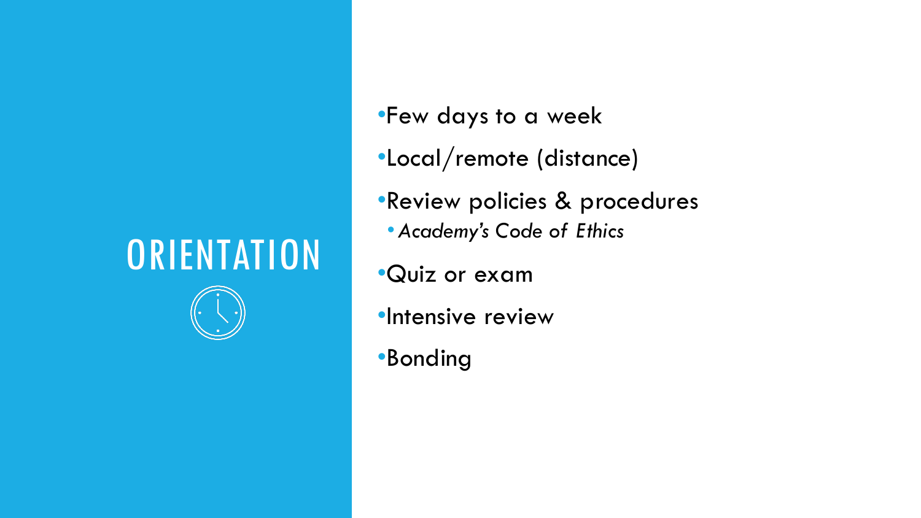# ORIENTATION

- Few days to a week
- Local/remote (distance)
- Review policies & procedures
  - *Academy's Code of Ethics*
- Quiz or exam
- Intensive review
- Bonding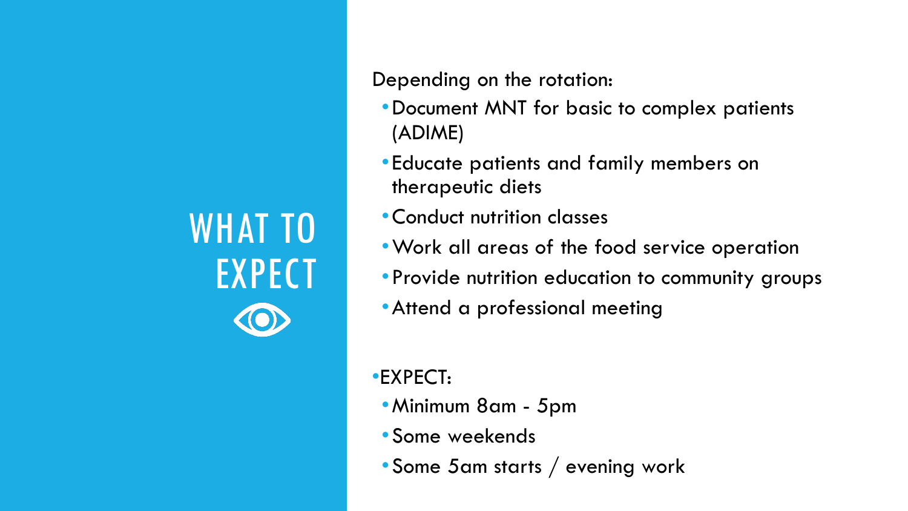# WHAT TO EXPECT

Depending on the rotation:

- Document MNT for basic to complex patients (ADIME)
- Educate patients and family members on therapeutic diets
- Conduct nutrition classes
- Work all areas of the food service operation
- Provide nutrition education to community groups
- Attend a professional meeting

- EXPECT:
  - Minimum 8am - 5pm
  - Some weekends
  - Some 5am starts / evening work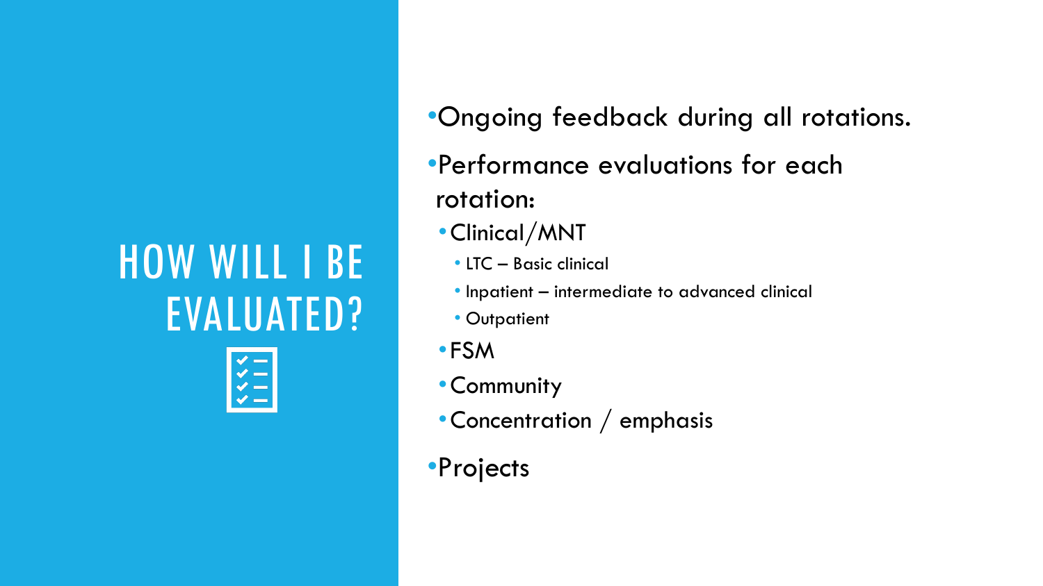# HOW WILL I BE EVALUATED?

- Ongoing feedback during all rotations.
- Performance evaluations for each rotation:
  - Clinical/MNT
    - LTC – Basic clinical
    - Inpatient – intermediate to advanced clinical
    - Outpatient
  - FSM
  - Community
  - Concentration / emphasis
- Projects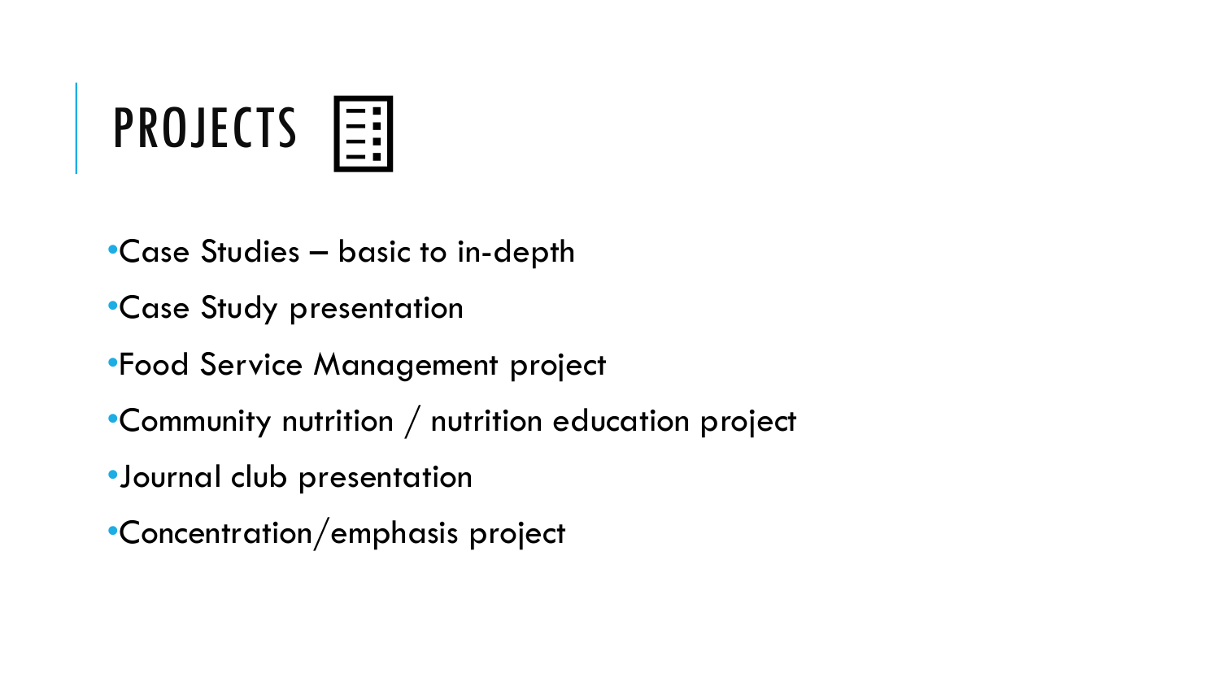# PROJECTS

- Case Studies – basic to in-depth
- Case Study presentation
- Food Service Management project
- Community nutrition / nutrition education project
- Journal club presentation
- Concentration/emphasis project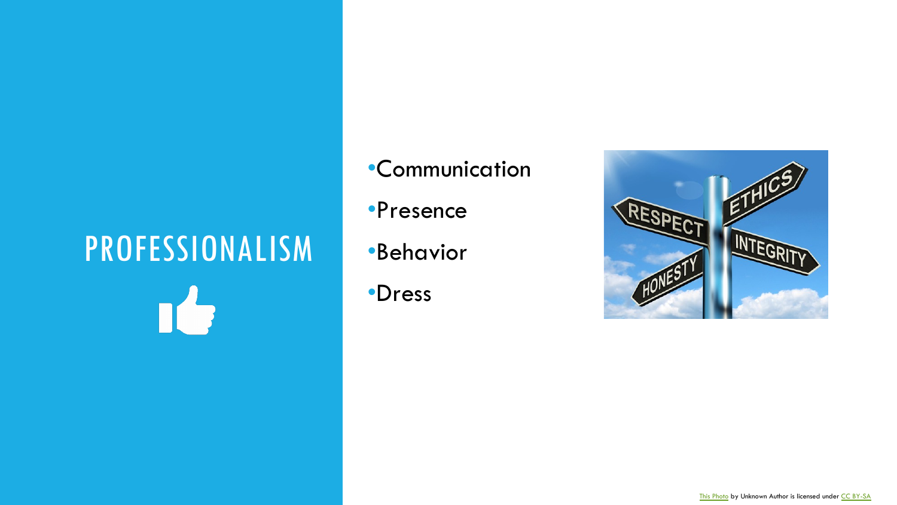# PROFESSIONALISM

- Communication
- Presence
- Behavior
- Dress

This Photo by Unknown Author is licensed under CC BY-SA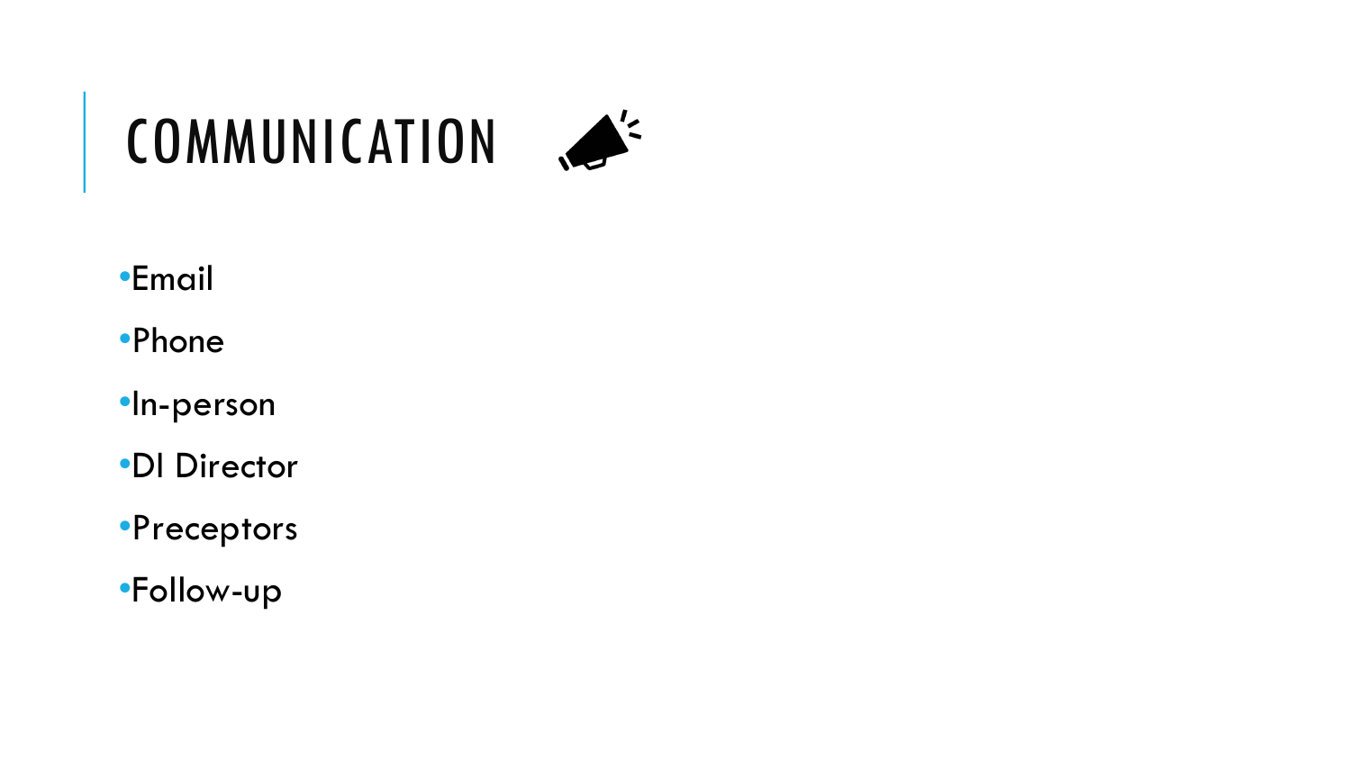# COMMUNICATION

- Email
- Phone
- In-person
- DI Director
- Preceptors
- Follow-up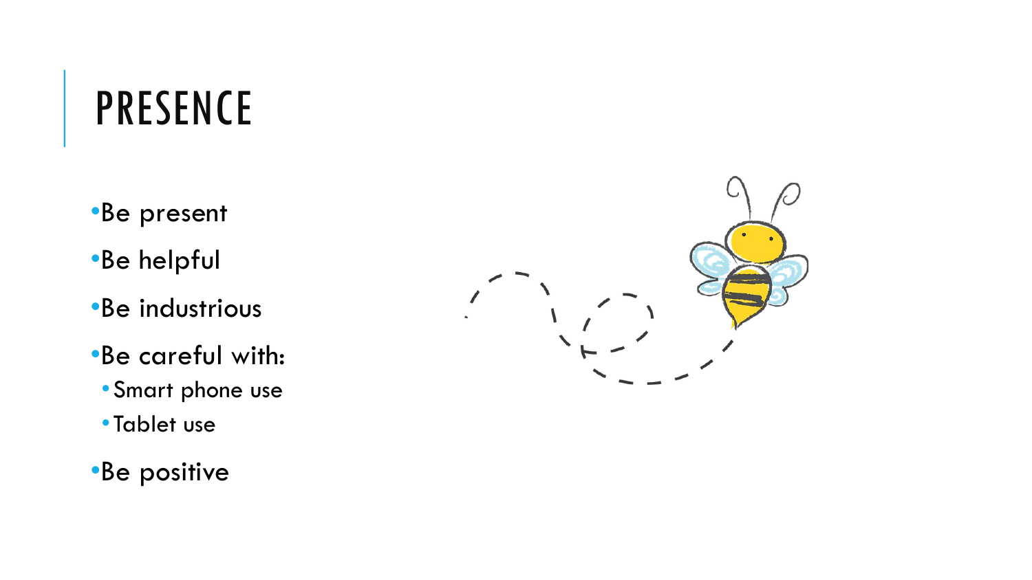# PRESENCE

- Be present
- Be helpful
- Be industrious
- Be careful with:
  - Smart phone use
  - Tablet use
- Be positive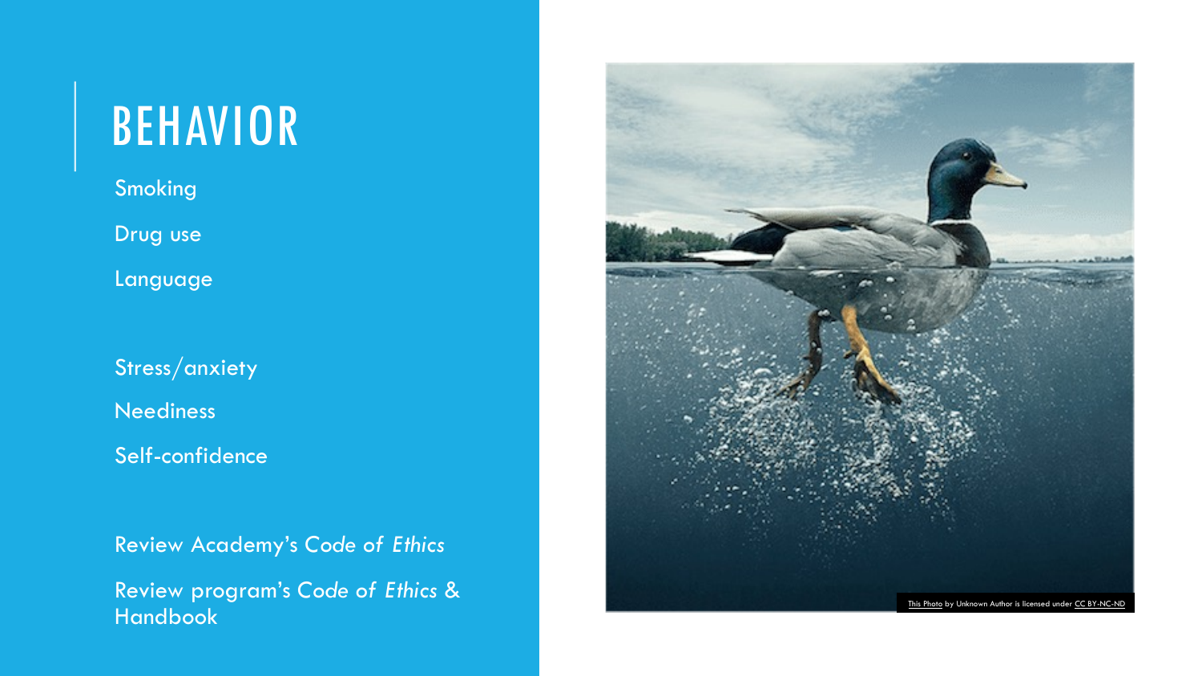# BEHAVIOR

Smoking

Drug use

Language

Stress/anxiety

Neediness

Self-confidence

Review Academy's *Code of Ethics*

Review program's *Code of Ethics* & Handbook

This Photo by Unknown Author is licensed under CC BY-NC-ND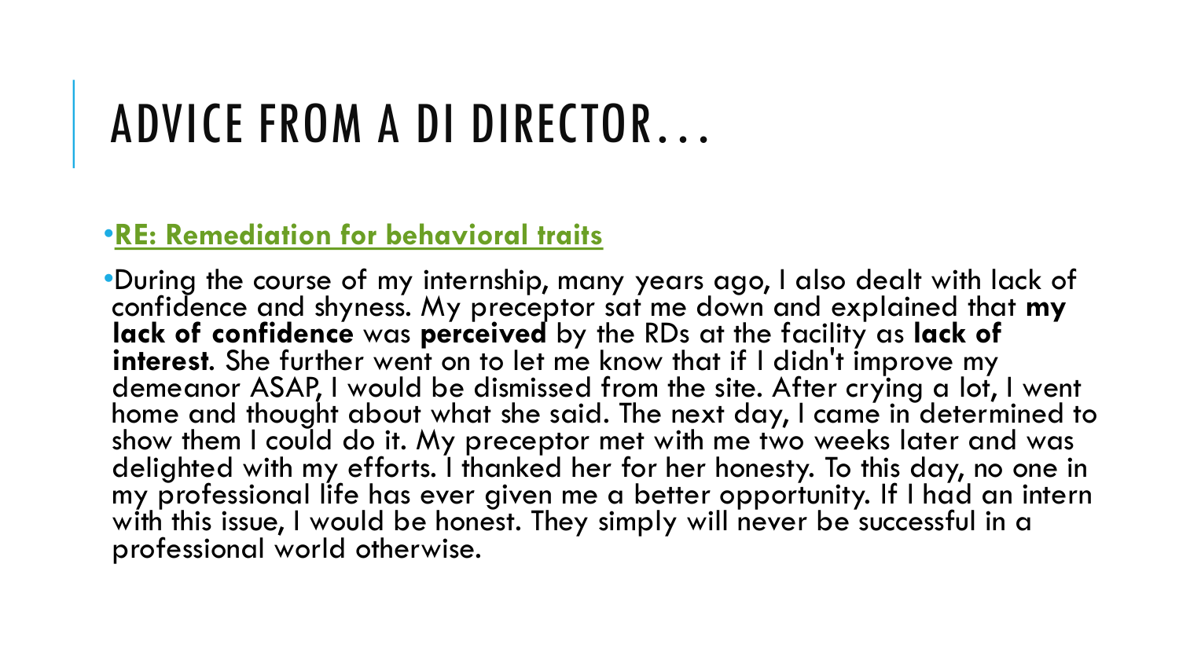# ADVICE FROM A DI DIRECTOR…

- **RE: Remediation for behavioral traits**
- During the course of my internship, many years ago, I also dealt with lack of confidence and shyness. My preceptor sat me down and explained that **my lack of confidence** was **perceived** by the RDs at the facility as **lack of interest**. She further went on to let me know that if I didn't improve my demeanor ASAP, I would be dismissed from the site. After crying a lot, I went home and thought about what she said. The next day, I came in determined to show them I could do it. My preceptor met with me two weeks later and was delighted with my efforts. I thanked her for her honesty. To this day, no one in my professional life has ever given me a better opportunity. If I had an intern with this issue, I would be honest. They simply will never be successful in a professional world otherwise.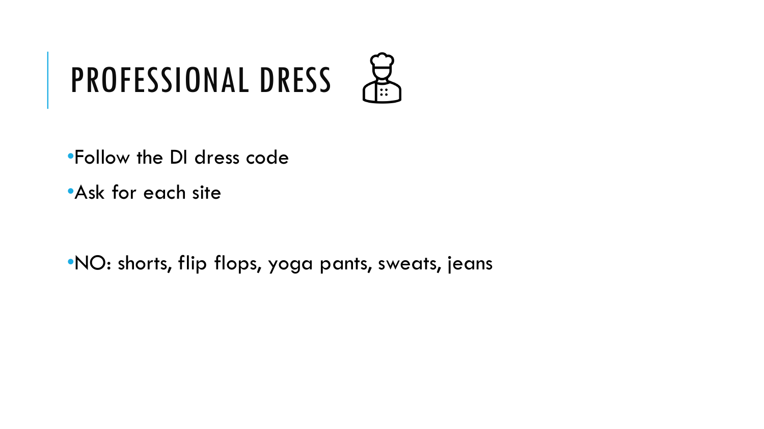# PROFESSIONAL DRESS

- Follow the DI dress code
- Ask for each site

- NO: shorts, flip flops, yoga pants, sweats, jeans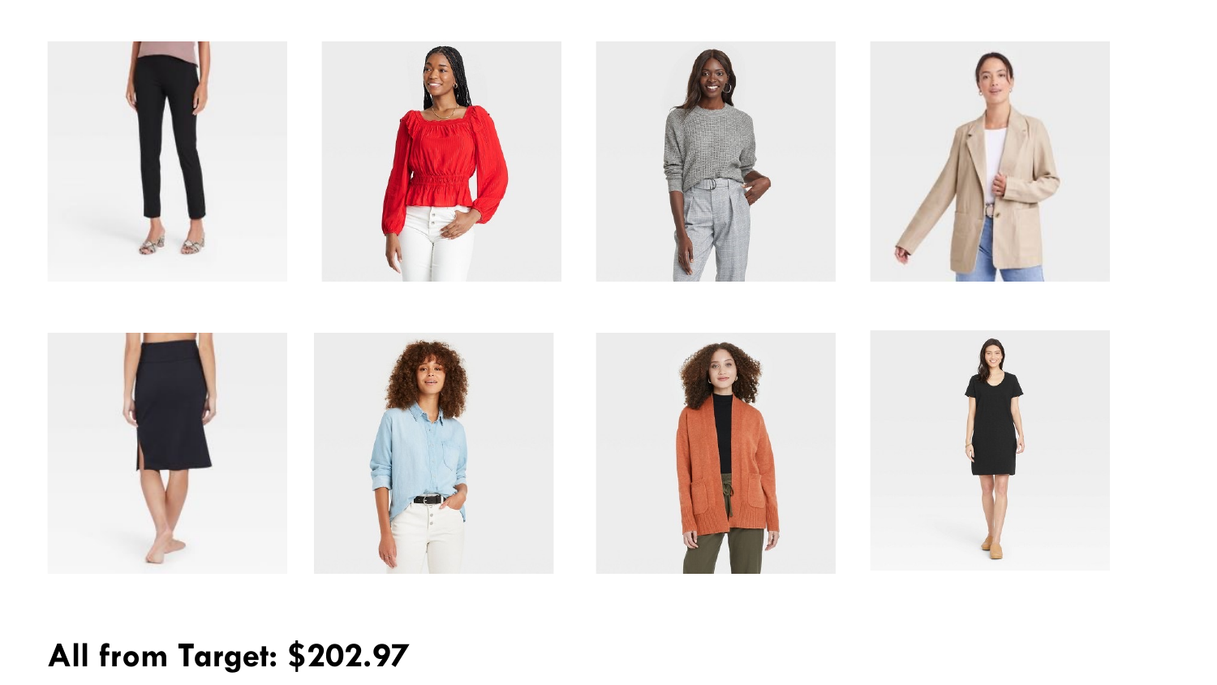**All from Target: $202.97**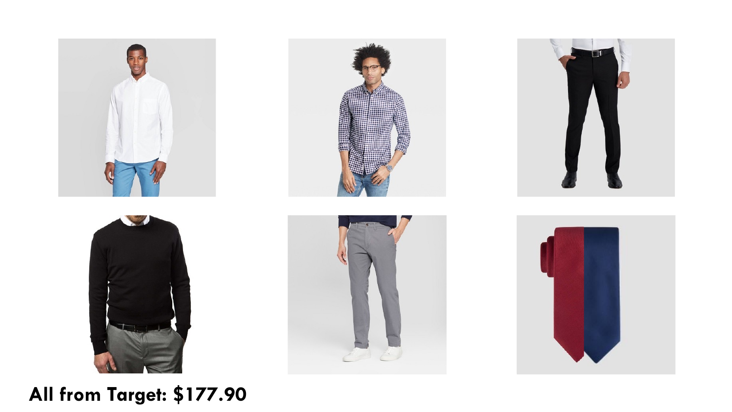**All from Target: $177.90**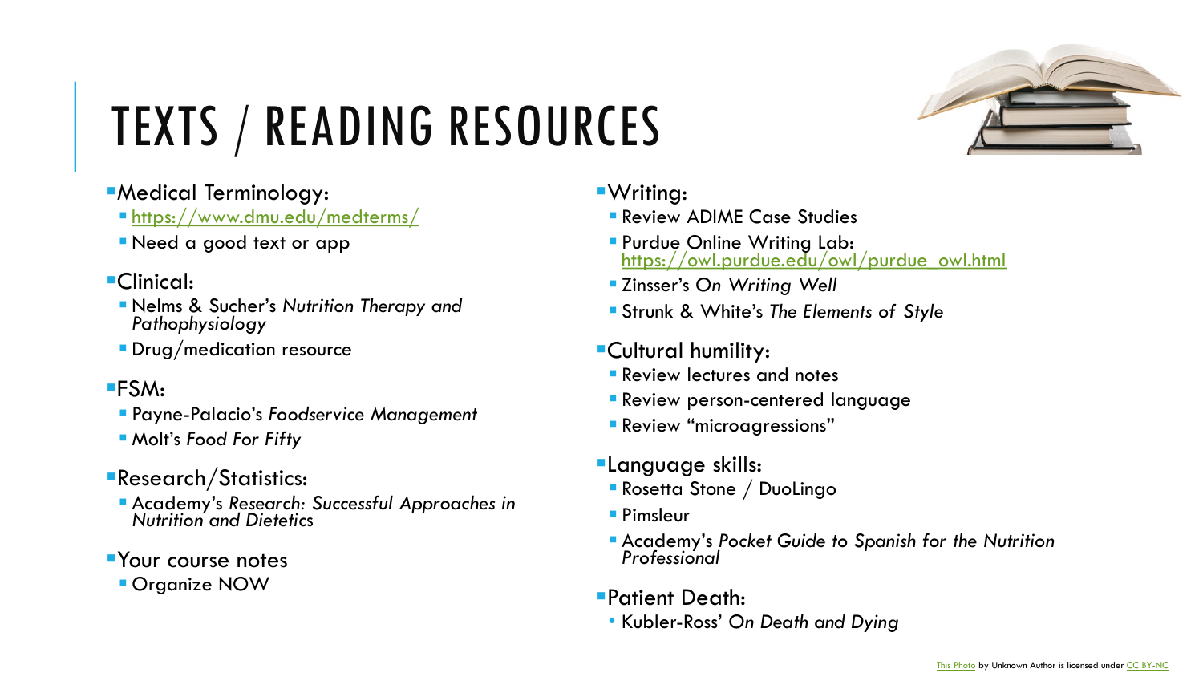# TEXTS / READING RESOURCES

- Medical Terminology:
  - https://www.dmu.edu/medterms/
  - Need a good text or app
- Clinical:
  - Nelms & Sucher's *Nutrition Therapy and Pathophysiology*
  - Drug/medication resource
- FSM:
  - Payne-Palacio's *Foodservice Management*
  - Molt's *Food For Fifty*
- Research/Statistics:
  - Academy's *Research: Successful Approaches in Nutrition and Dietetics*
- Your course notes
  - Organize NOW
- Writing:
  - Review ADIME Case Studies
  - Purdue Online Writing Lab: https://owl.purdue.edu/owl/purdue_owl.html
  - Zinsser's *On Writing Well*
  - Strunk & White's *The Elements of Style*
- Cultural humility:
  - Review lectures and notes
  - Review person-centered language
  - Review "microagressions"
- Language skills:
  - Rosetta Stone / DuoLingo
  - Pimsleur
  - Academy's *Pocket Guide to Spanish for the Nutrition Professional*
- Patient Death:
  - Kubler-Ross' *On Death and Dying*

This Photo by Unknown Author is licensed under CC BY-NC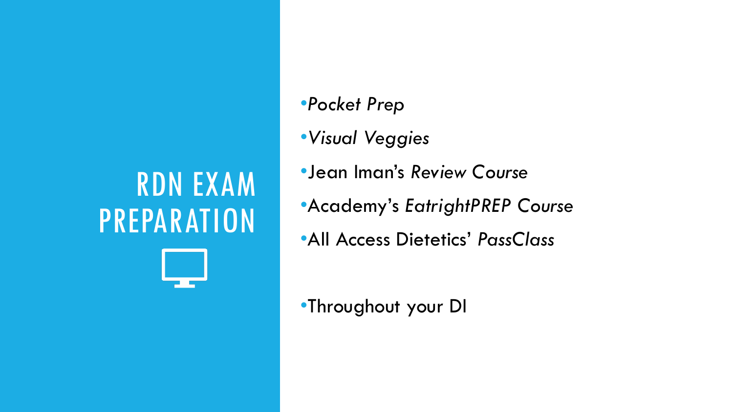# RDN EXAM PREPARATION

- *Pocket Prep*
- *Visual Veggies*
- Jean Iman's *Review Course*
- Academy's *EatrightPREP Course*
- All Access Dietetics' *PassClass*

- Throughout your DI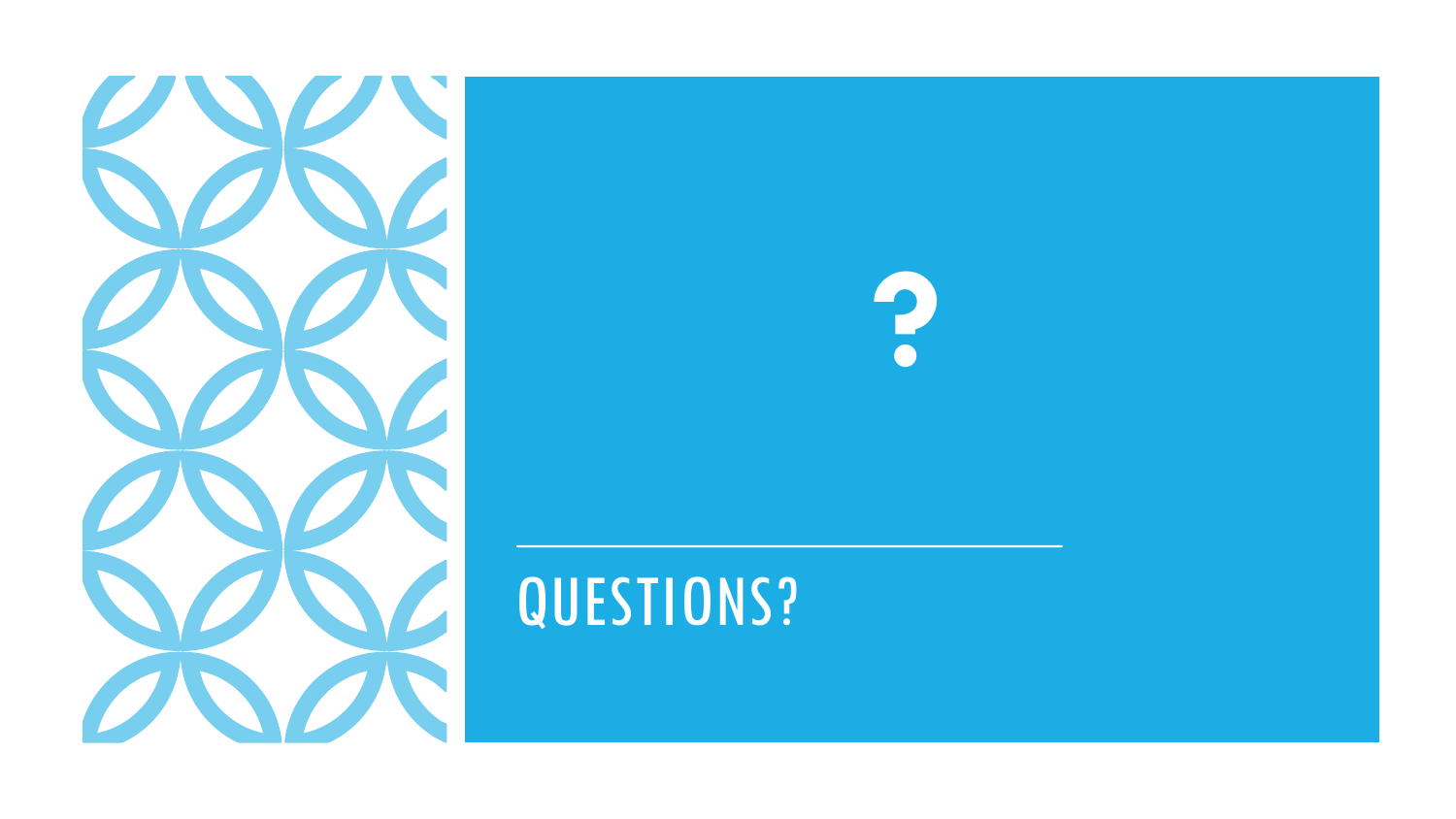?

# QUESTIONS?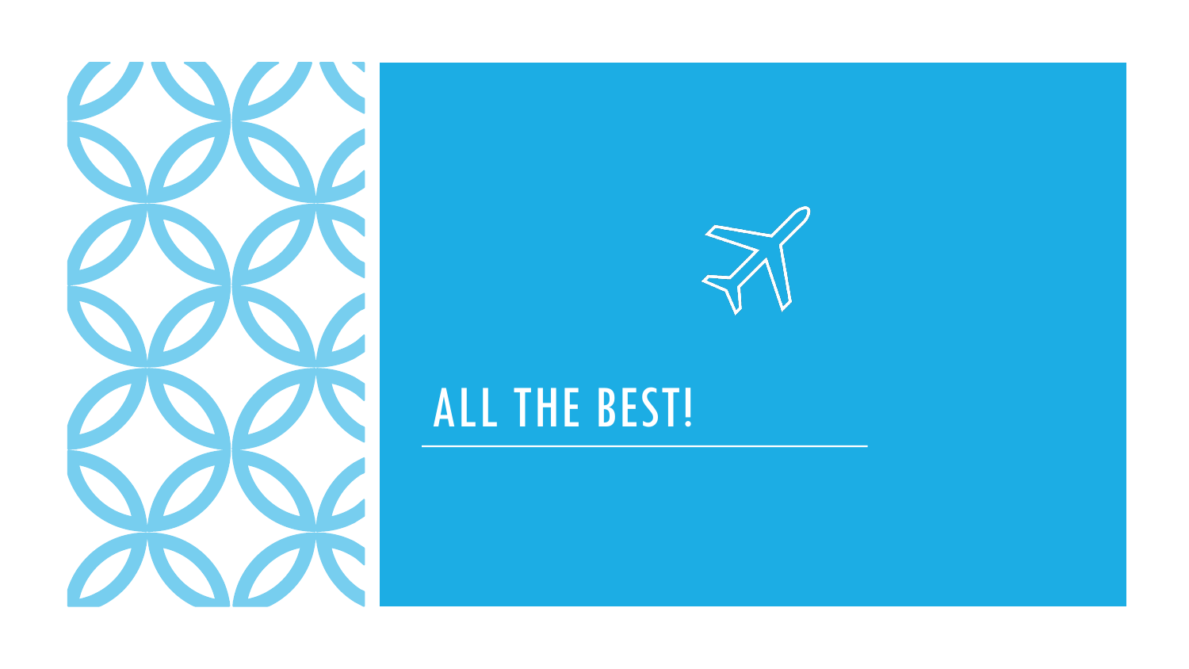# ALL THE BEST!